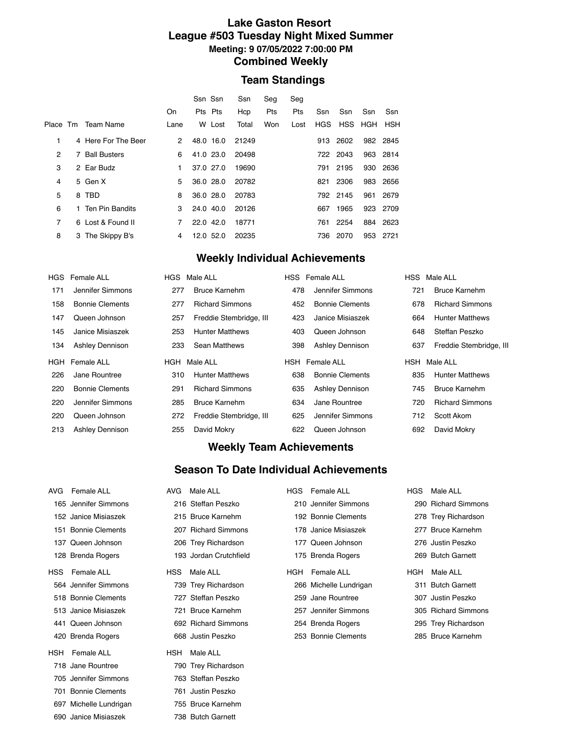# Lake Gaston Resort
## League #503 Tuesday Night Mixed Summer
### Meeting: 9 07/05/2022 7:00:00 PM
## Combined Weekly

## Team Standings

| Place | Tm | Team Name | On Lane | Ssn Pts W | Ssn Pts Lost | Ssn Hcp Total | Seg Pts Won | Seg Pts Lost | Ssn HGS | Ssn HSS | Ssn HGH | Ssn HSH |
|---|---|---|---|---|---|---|---|---|---|---|---|---|
| 1 | 4 | Here For The Beer | 2 | 48.0 | 16.0 | 21249 | | | 913 | 2602 | 982 | 2845 |
| 2 | 7 | Ball Busters | 6 | 41.0 | 23.0 | 20498 | | | 722 | 2043 | 963 | 2814 |
| 3 | 2 | Ear Budz | 1 | 37.0 | 27.0 | 19690 | | | 791 | 2195 | 930 | 2636 |
| 4 | 5 | Gen X | 5 | 36.0 | 28.0 | 20782 | | | 821 | 2306 | 983 | 2656 |
| 5 | 8 | TBD | 8 | 36.0 | 28.0 | 20783 | | | 792 | 2145 | 961 | 2679 |
| 6 | 1 | Ten Pin Bandits | 3 | 24.0 | 40.0 | 20126 | | | 667 | 1965 | 923 | 2709 |
| 7 | 6 | Lost & Found II | 7 | 22.0 | 42.0 | 18771 | | | 761 | 2254 | 884 | 2623 |
| 8 | 3 | The Skippy B's | 4 | 12.0 | 52.0 | 20235 | | | 736 | 2070 | 953 | 2721 |

## Weekly Individual Achievements

| HGS | Female ALL | HGS | Male ALL | HSS | Female ALL | HSS | Male ALL |
|---|---|---|---|---|---|---|---|
| 171 | Jennifer Simmons | 277 | Bruce Karnehm | 478 | Jennifer Simmons | 721 | Bruce Karnehm |
| 158 | Bonnie Clements | 277 | Richard Simmons | 452 | Bonnie Clements | 678 | Richard Simmons |
| 147 | Queen Johnson | 257 | Freddie Stembridge, III | 423 | Janice Misiaszek | 664 | Hunter Matthews |
| 145 | Janice Misiaszek | 253 | Hunter Matthews | 403 | Queen Johnson | 648 | Steffan Peszko |
| 134 | Ashley Dennison | 233 | Sean Matthews | 398 | Ashley Dennison | 637 | Freddie Stembridge, III |

| HGH | Female ALL | HGH | Male ALL | HSH | Female ALL | HSH | Male ALL |
|---|---|---|---|---|---|---|---|
| 226 | Jane Rountree | 310 | Hunter Matthews | 638 | Bonnie Clements | 835 | Hunter Matthews |
| 220 | Bonnie Clements | 291 | Richard Simmons | 635 | Ashley Dennison | 745 | Bruce Karnehm |
| 220 | Jennifer Simmons | 285 | Bruce Karnehm | 634 | Jane Rountree | 720 | Richard Simmons |
| 220 | Queen Johnson | 272 | Freddie Stembridge, III | 625 | Jennifer Simmons | 712 | Scott Akom |
| 213 | Ashley Dennison | 255 | David Mokry | 622 | Queen Johnson | 692 | David Mokry |

## Weekly Team Achievements

## Season To Date Individual Achievements

| AVG | Female ALL | AVG | Male ALL | HGS | Female ALL | HGS | Male ALL |
|---|---|---|---|---|---|---|---|
| 165 | Jennifer Simmons | 216 | Steffan Peszko | 210 | Jennifer Simmons | 290 | Richard Simmons |
| 152 | Janice Misiaszek | 215 | Bruce Karnehm | 192 | Bonnie Clements | 278 | Trey Richardson |
| 151 | Bonnie Clements | 207 | Richard Simmons | 178 | Janice Misiaszek | 277 | Bruce Karnehm |
| 137 | Queen Johnson | 206 | Trey Richardson | 177 | Queen Johnson | 276 | Justin Peszko |
| 128 | Brenda Rogers | 193 | Jordan Crutchfield | 175 | Brenda Rogers | 269 | Butch Garnett |

| HSS | Female ALL | HSS | Male ALL | HGH | Female ALL | HGH | Male ALL |
|---|---|---|---|---|---|---|---|
| 564 | Jennifer Simmons | 739 | Trey Richardson | 266 | Michelle Lundrigan | 311 | Butch Garnett |
| 518 | Bonnie Clements | 727 | Steffan Peszko | 259 | Jane Rountree | 307 | Justin Peszko |
| 513 | Janice Misiaszek | 721 | Bruce Karnehm | 257 | Jennifer Simmons | 305 | Richard Simmons |
| 441 | Queen Johnson | 692 | Richard Simmons | 254 | Brenda Rogers | 295 | Trey Richardson |
| 420 | Brenda Rogers | 668 | Justin Peszko | 253 | Bonnie Clements | 285 | Bruce Karnehm |

| HSH | Female ALL | HSH | Male ALL |
|---|---|---|---|
| 718 | Jane Rountree | 790 | Trey Richardson |
| 705 | Jennifer Simmons | 763 | Steffan Peszko |
| 701 | Bonnie Clements | 761 | Justin Peszko |
| 697 | Michelle Lundrigan | 755 | Bruce Karnehm |
| 690 | Janice Misiaszek | 738 | Butch Garnett |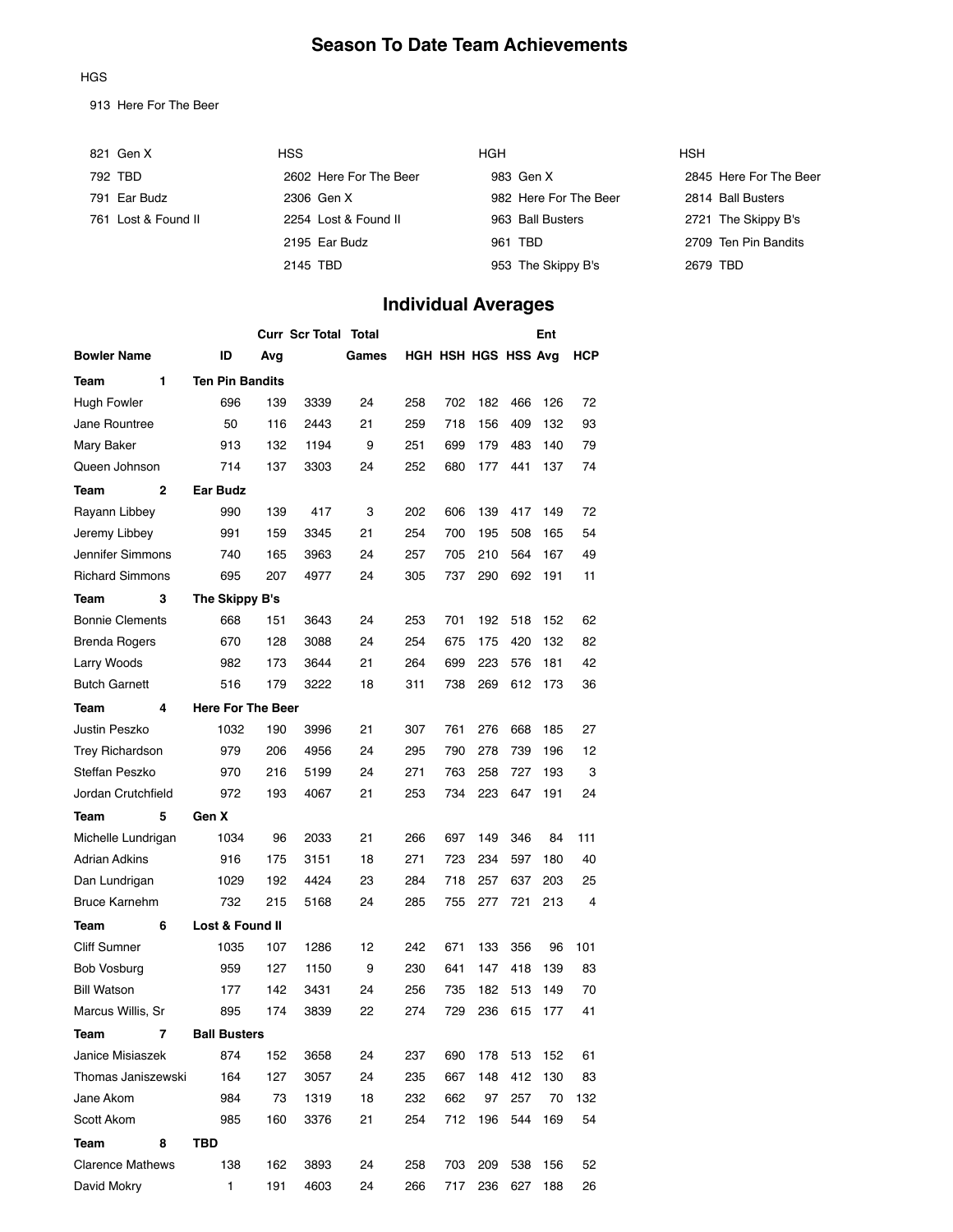## Season To Date Team Achievements

HGS

913 Here For The Beer

| HGS | HSS | HGH | HSH |
|---|---|---|---|
| 821 Gen X | 2602 Here For The Beer | 983 Gen X | 2845 Here For The Beer |
| 792 TBD | 2306 Gen X | 982 Here For The Beer | 2814 Ball Busters |
| 791 Ear Budz | 2254 Lost & Found II | 963 Ball Busters | 2721 The Skippy B's |
| 761 Lost & Found II | 2195 Ear Budz | 961 TBD | 2709 Ten Pin Bandits |
| | 2145 TBD | 953 The Skippy B's | 2679 TBD |

## Individual Averages

| Bowler Name | ID | Curr Avg | Scr Total | Total Games | HGH | HSH | HGS | HSS | Ent Avg | HCP |
|---|---|---|---|---|---|---|---|---|---|---|
| **Team 1** | **Ten Pin Bandits** | | | | | | | | | |
| Hugh Fowler | 696 | 139 | 3339 | 24 | 258 | 702 | 182 | 466 | 126 | 72 |
| Jane Rountree | 50 | 116 | 2443 | 21 | 259 | 718 | 156 | 409 | 132 | 93 |
| Mary Baker | 913 | 132 | 1194 | 9 | 251 | 699 | 179 | 483 | 140 | 79 |
| Queen Johnson | 714 | 137 | 3303 | 24 | 252 | 680 | 177 | 441 | 137 | 74 |
| **Team 2** | **Ear Budz** | | | | | | | | | |
| Rayann Libbey | 990 | 139 | 417 | 3 | 202 | 606 | 139 | 417 | 149 | 72 |
| Jeremy Libbey | 991 | 159 | 3345 | 21 | 254 | 700 | 195 | 508 | 165 | 54 |
| Jennifer Simmons | 740 | 165 | 3963 | 24 | 257 | 705 | 210 | 564 | 167 | 49 |
| Richard Simmons | 695 | 207 | 4977 | 24 | 305 | 737 | 290 | 692 | 191 | 11 |
| **Team 3** | **The Skippy B's** | | | | | | | | | |
| Bonnie Clements | 668 | 151 | 3643 | 24 | 253 | 701 | 192 | 518 | 152 | 62 |
| Brenda Rogers | 670 | 128 | 3088 | 24 | 254 | 675 | 175 | 420 | 132 | 82 |
| Larry Woods | 982 | 173 | 3644 | 21 | 264 | 699 | 223 | 576 | 181 | 42 |
| Butch Garnett | 516 | 179 | 3222 | 18 | 311 | 738 | 269 | 612 | 173 | 36 |
| **Team 4** | **Here For The Beer** | | | | | | | | | |
| Justin Peszko | 1032 | 190 | 3996 | 21 | 307 | 761 | 276 | 668 | 185 | 27 |
| Trey Richardson | 979 | 206 | 4956 | 24 | 295 | 790 | 278 | 739 | 196 | 12 |
| Steffan Peszko | 970 | 216 | 5199 | 24 | 271 | 763 | 258 | 727 | 193 | 3 |
| Jordan Crutchfield | 972 | 193 | 4067 | 21 | 253 | 734 | 223 | 647 | 191 | 24 |
| **Team 5** | **Gen X** | | | | | | | | | |
| Michelle Lundrigan | 1034 | 96 | 2033 | 21 | 266 | 697 | 149 | 346 | 84 | 111 |
| Adrian Adkins | 916 | 175 | 3151 | 18 | 271 | 723 | 234 | 597 | 180 | 40 |
| Dan Lundrigan | 1029 | 192 | 4424 | 23 | 284 | 718 | 257 | 637 | 203 | 25 |
| Bruce Karnehm | 732 | 215 | 5168 | 24 | 285 | 755 | 277 | 721 | 213 | 4 |
| **Team 6** | **Lost & Found II** | | | | | | | | | |
| Cliff Sumner | 1035 | 107 | 1286 | 12 | 242 | 671 | 133 | 356 | 96 | 101 |
| Bob Vosburg | 959 | 127 | 1150 | 9 | 230 | 641 | 147 | 418 | 139 | 83 |
| Bill Watson | 177 | 142 | 3431 | 24 | 256 | 735 | 182 | 513 | 149 | 70 |
| Marcus Willis, Sr | 895 | 174 | 3839 | 22 | 274 | 729 | 236 | 615 | 177 | 41 |
| **Team 7** | **Ball Busters** | | | | | | | | | |
| Janice Misiaszek | 874 | 152 | 3658 | 24 | 237 | 690 | 178 | 513 | 152 | 61 |
| Thomas Janiszewski | 164 | 127 | 3057 | 24 | 235 | 667 | 148 | 412 | 130 | 83 |
| Jane Akom | 984 | 73 | 1319 | 18 | 232 | 662 | 97 | 257 | 70 | 132 |
| Scott Akom | 985 | 160 | 3376 | 21 | 254 | 712 | 196 | 544 | 169 | 54 |
| **Team 8** | **TBD** | | | | | | | | | |
| Clarence Mathews | 138 | 162 | 3893 | 24 | 258 | 703 | 209 | 538 | 156 | 52 |
| David Mokry | 1 | 191 | 4603 | 24 | 266 | 717 | 236 | 627 | 188 | 26 |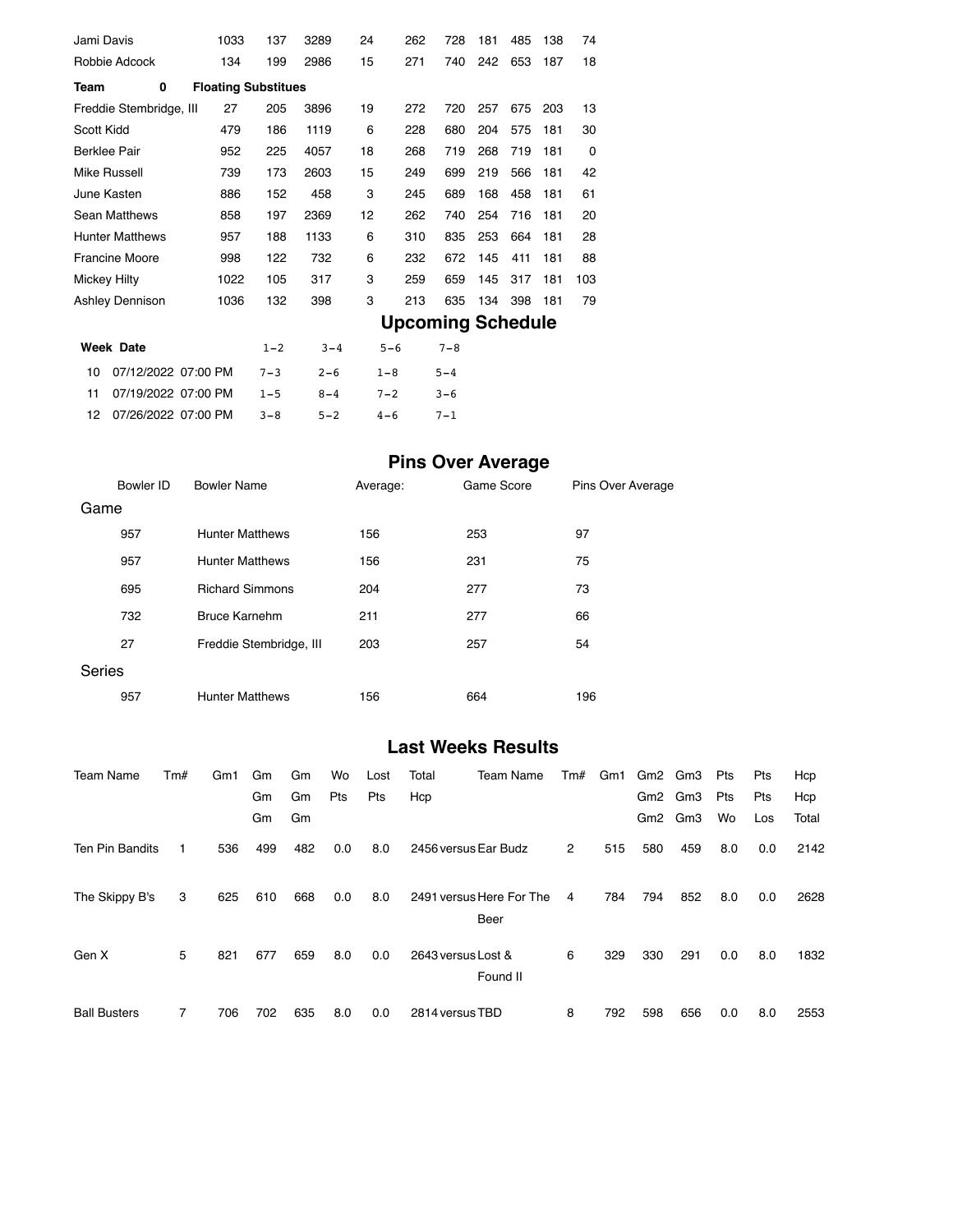| | | | | | | | | | | | |
|---|---|---|---|---|---|---|---|---|---|---|---|
| Jami Davis | 1033 | 137 | 3289 | 24 | 262 | 728 | 181 | 485 | 138 | 74 |
| Robbie Adcock | 134 | 199 | 2986 | 15 | 271 | 740 | 242 | 653 | 187 | 18 |

**Team 0 Floating Substitues**

| | | | | | | | | | | |
|---|---|---|---|---|---|---|---|---|---|---|
| Freddie Stembridge, III | 27 | 205 | 3896 | 19 | 272 | 720 | 257 | 675 | 203 | 13 |
| Scott Kidd | 479 | 186 | 1119 | 6 | 228 | 680 | 204 | 575 | 181 | 30 |
| Berklee Pair | 952 | 225 | 4057 | 18 | 268 | 719 | 268 | 719 | 181 | 0 |
| Mike Russell | 739 | 173 | 2603 | 15 | 249 | 699 | 219 | 566 | 181 | 42 |
| June Kasten | 886 | 152 | 458 | 3 | 245 | 689 | 168 | 458 | 181 | 61 |
| Sean Matthews | 858 | 197 | 2369 | 12 | 262 | 740 | 254 | 716 | 181 | 20 |
| Hunter Matthews | 957 | 188 | 1133 | 6 | 310 | 835 | 253 | 664 | 181 | 28 |
| Francine Moore | 998 | 122 | 732 | 6 | 232 | 672 | 145 | 411 | 181 | 88 |
| Mickey Hilty | 1022 | 105 | 317 | 3 | 259 | 659 | 145 | 317 | 181 | 103 |
| Ashley Dennison | 1036 | 132 | 398 | 3 | 213 | 635 | 134 | 398 | 181 | 79 |

## Upcoming Schedule

| Week | Date | 1-2 | 3-4 | 5-6 | 7-8 |
|---|---|---|---|---|---|
| 10 | 07/12/2022 07:00 PM | 7-3 | 2-6 | 1-8 | 5-4 |
| 11 | 07/19/2022 07:00 PM | 1-5 | 8-4 | 7-2 | 3-6 |
| 12 | 07/26/2022 07:00 PM | 3-8 | 5-2 | 4-6 | 7-1 |

## Pins Over Average

| Bowler ID | Bowler Name | Average: | Game Score | Pins Over Average |
|---|---|---|---|---|
| **Game** | | | | |
| 957 | Hunter Matthews | 156 | 253 | 97 |
| 957 | Hunter Matthews | 156 | 231 | 75 |
| 695 | Richard Simmons | 204 | 277 | 73 |
| 732 | Bruce Karnehm | 211 | 277 | 66 |
| 27 | Freddie Stembridge, III | 203 | 257 | 54 |
| **Series** | | | | |
| 957 | Hunter Matthews | 156 | 664 | 196 |

## Last Weeks Results

| Team Name | Tm# | Gm1 | Gm Gm Gm | Gm Gm Gm | Wo Pts | Lost Pts | Total Hcp | | Team Name | Tm# | Gm1 | Gm2 Gm2 Gm2 | Gm3 Gm3 Gm3 | Pts Pts Wo | Pts Pts Los | Hcp Hcp Total |
|---|---|---|---|---|---|---|---|---|---|---|---|---|---|---|---|---|
| Ten Pin Bandits | 1 | 536 | 499 | 482 | 0.0 | 8.0 | 2456 | versus | Ear Budz | 2 | 515 | 580 | 459 | 8.0 | 0.0 | 2142 |
| The Skippy B's | 3 | 625 | 610 | 668 | 0.0 | 8.0 | 2491 | versus | Here For The Beer | 4 | 784 | 794 | 852 | 8.0 | 0.0 | 2628 |
| Gen X | 5 | 821 | 677 | 659 | 8.0 | 0.0 | 2643 | versus | Lost & Found II | 6 | 329 | 330 | 291 | 0.0 | 8.0 | 1832 |
| Ball Busters | 7 | 706 | 702 | 635 | 8.0 | 0.0 | 2814 | versus | TBD | 8 | 792 | 598 | 656 | 0.0 | 8.0 | 2553 |